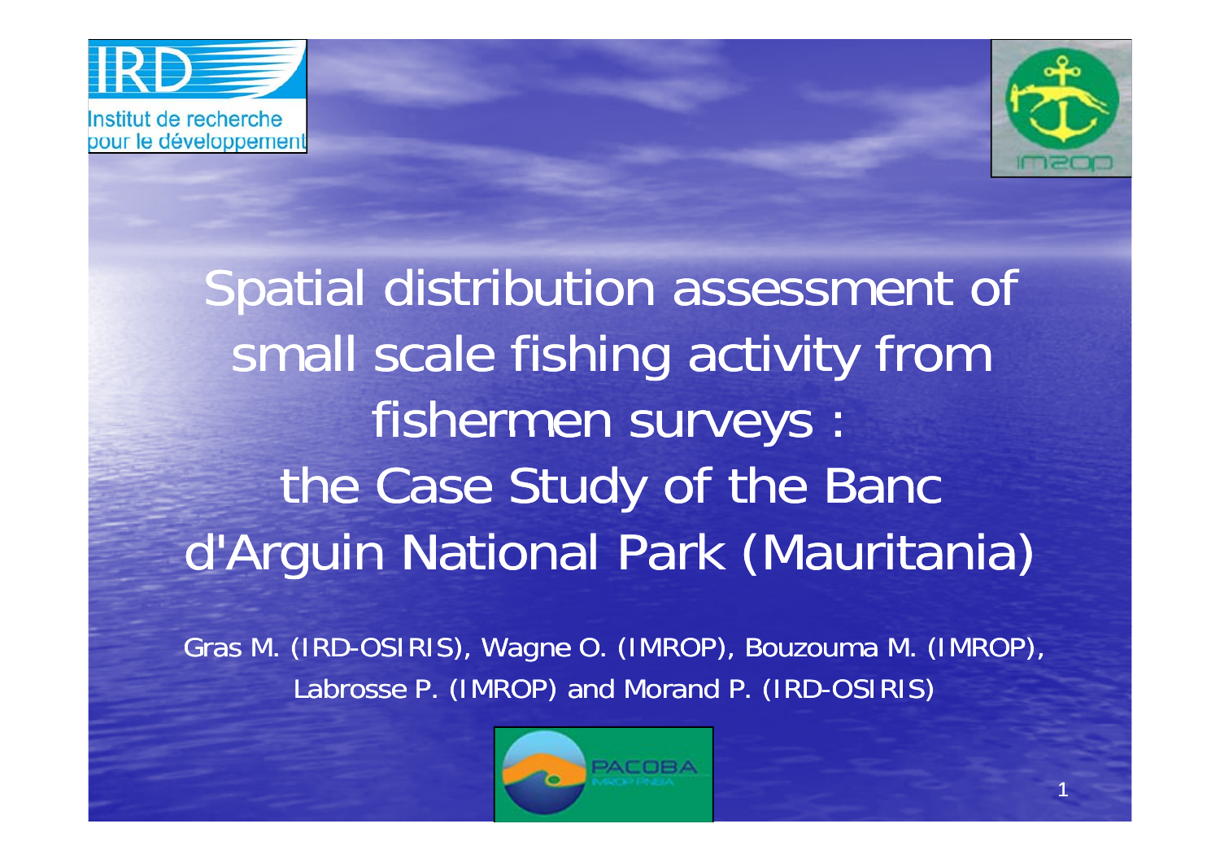Institut de recherche pour le développement

# Spatial distribution assessment of small scale fishing activity from fishermen surveys : the Case Study of the Banc d'Arguin National Park (Mauritania)

Gras M. (IRD-OSIRIS), Wagne O. (IMROP), Bouzouma M. (IMROP), Labrosse P. (IMROP) and Morand P. (IRD-OSIRIS)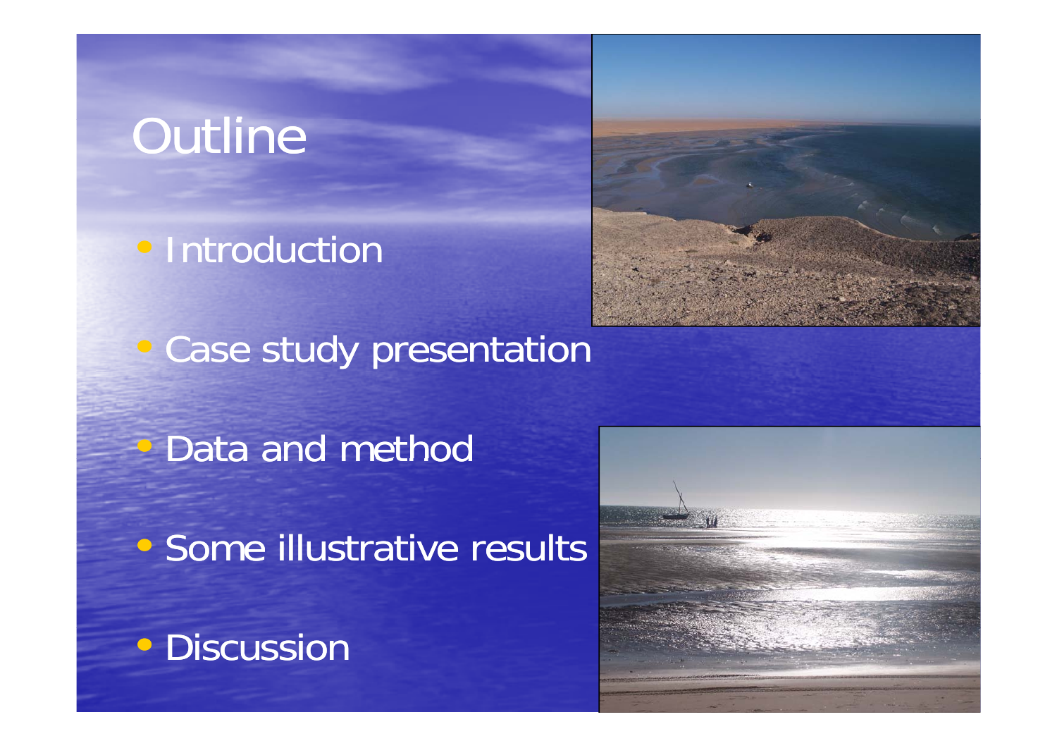# Outline

- Introduction
- Case study presentation
- Data and method
- Some illustrative results
- Discussion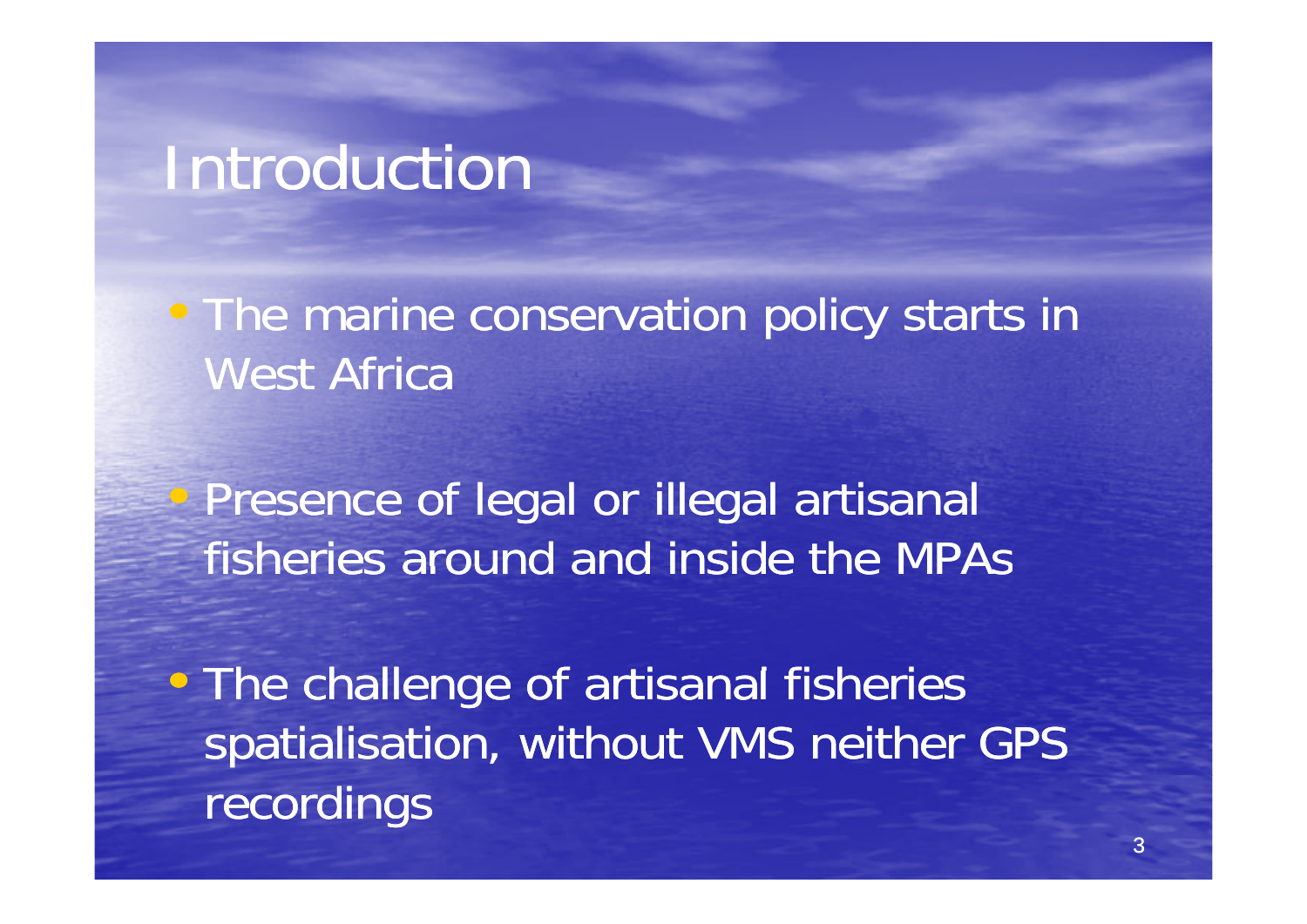# Introduction

- The marine conservation policy starts in West Africa
- Presence of legal or illegal artisanal fisheries around and inside the MPAs
- The challenge of artisanal fisheries spatialisation, without VMS neither GPS recordings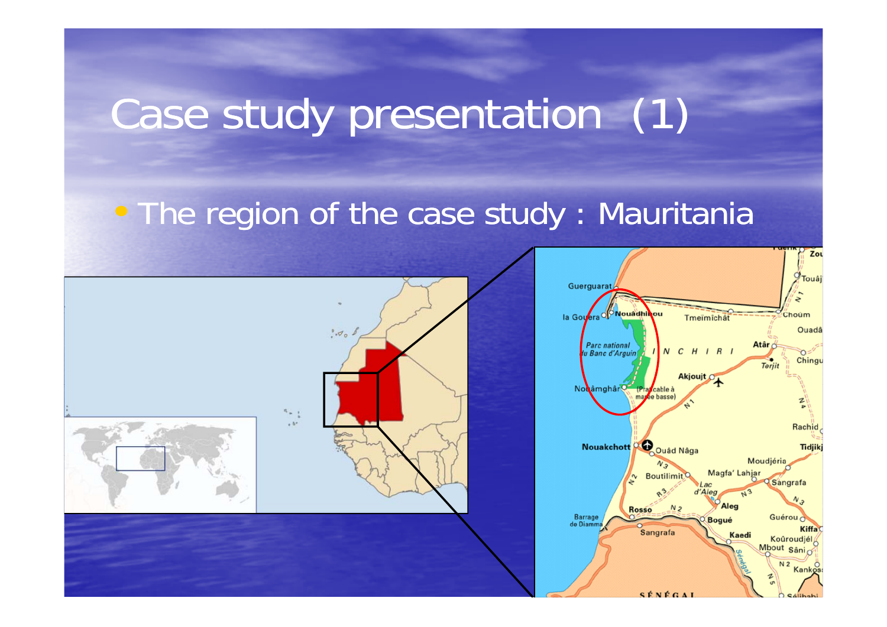# Case study presentation (1)

- The region of the case study : Mauritania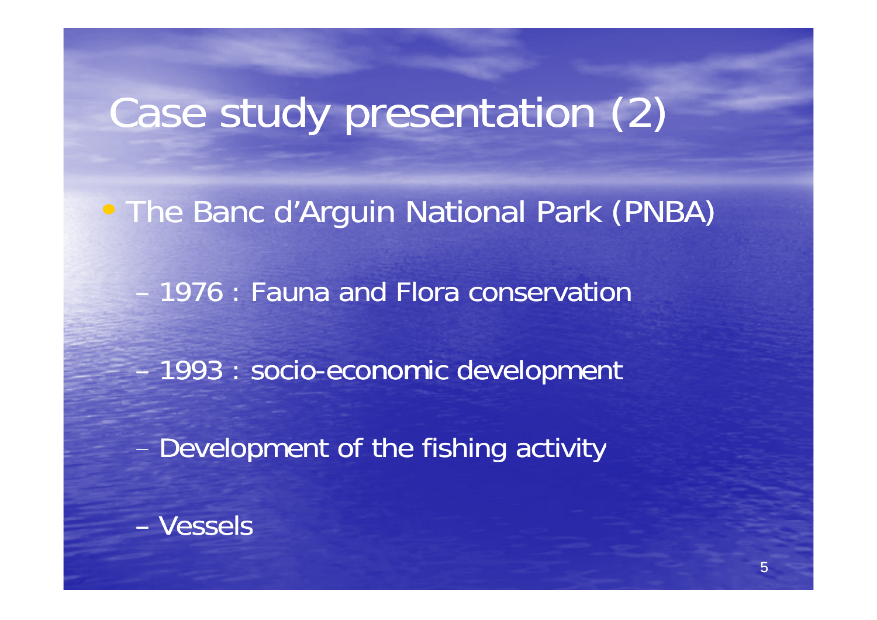# Case study presentation (2)

- The Banc d'Arguin National Park (PNBA)
  - 1976 : Fauna and Flora conservation
  - 1993 : socio-economic development
  - Development of the fishing activity
  - Vessels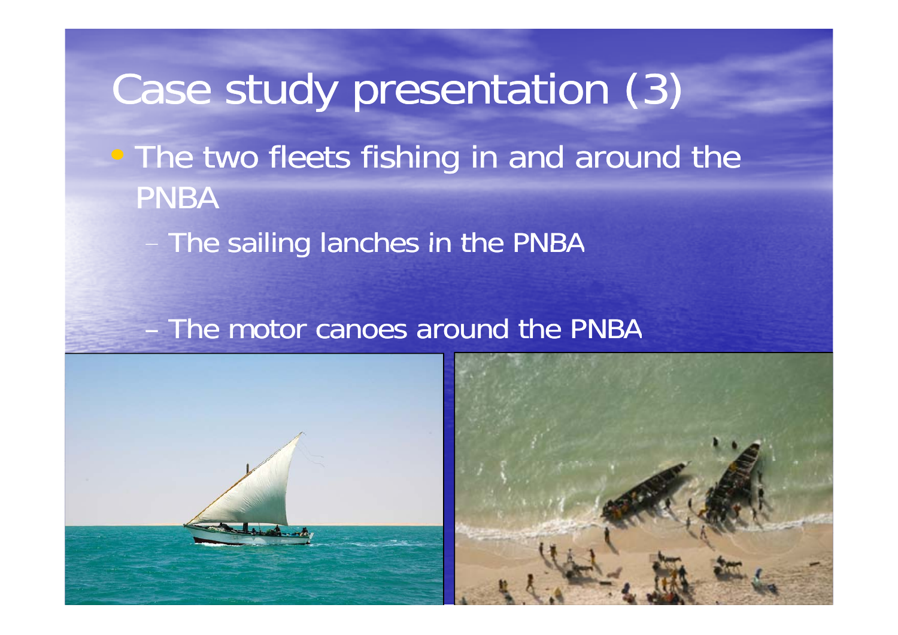# Case study presentation (3)

- The two fleets fishing in and around the PNBA
  - The sailing lanches in the PNBA
  - The motor canoes around the PNBA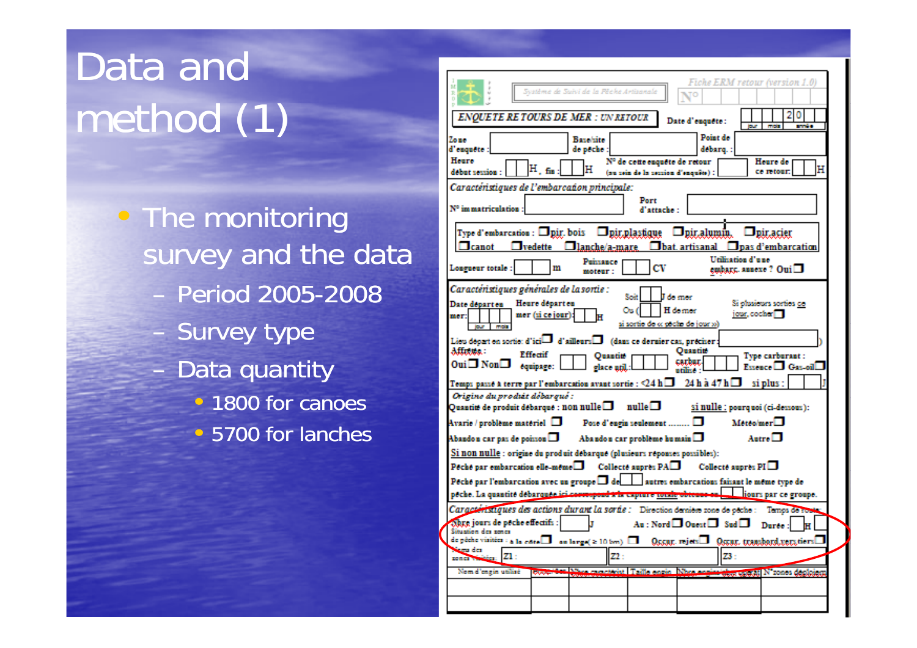# Data and method (1)

- The monitoring survey and the data
  - Period 2005-2008
  - Survey type
  - Data quantity
    - 1800 for canoes
    - 5700 for lanches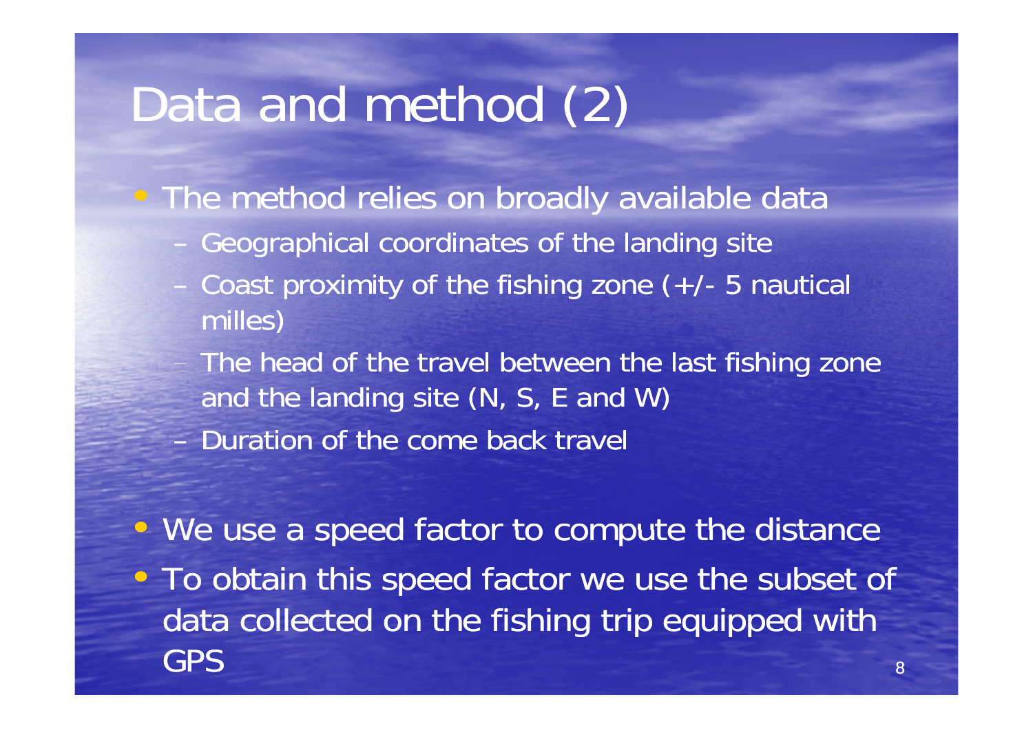# Data and method (2)

- The method relies on broadly available data
  - Geographical coordinates of the landing site
  - Coast proximity of the fishing zone (+/- 5 nautical milles)
  - The head of the travel between the last fishing zone and the landing site (N, S, E and W)
  - Duration of the come back travel

- We use a speed factor to compute the distance
- To obtain this speed factor we use the subset of data collected on the fishing trip equipped with GPS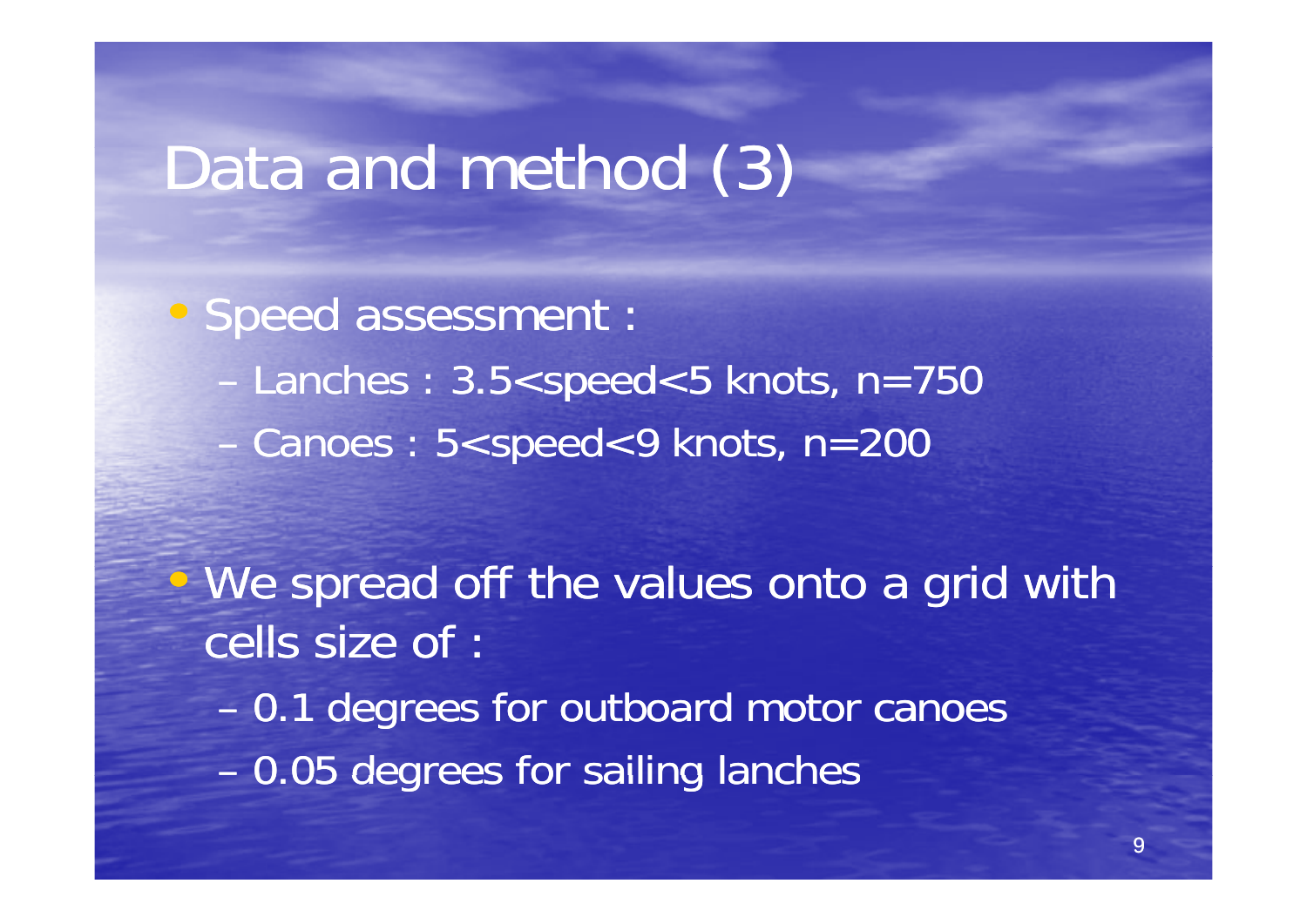# Data and method (3)

- Speed assessment :
  - Lanches : 3.5<speed<5 knots, n=750
  - Canoes : 5<speed<9 knots, n=200

- We spread off the values onto a grid with cells size of :
  - 0.1 degrees for outboard motor canoes
  - 0.05 degrees for sailing lanches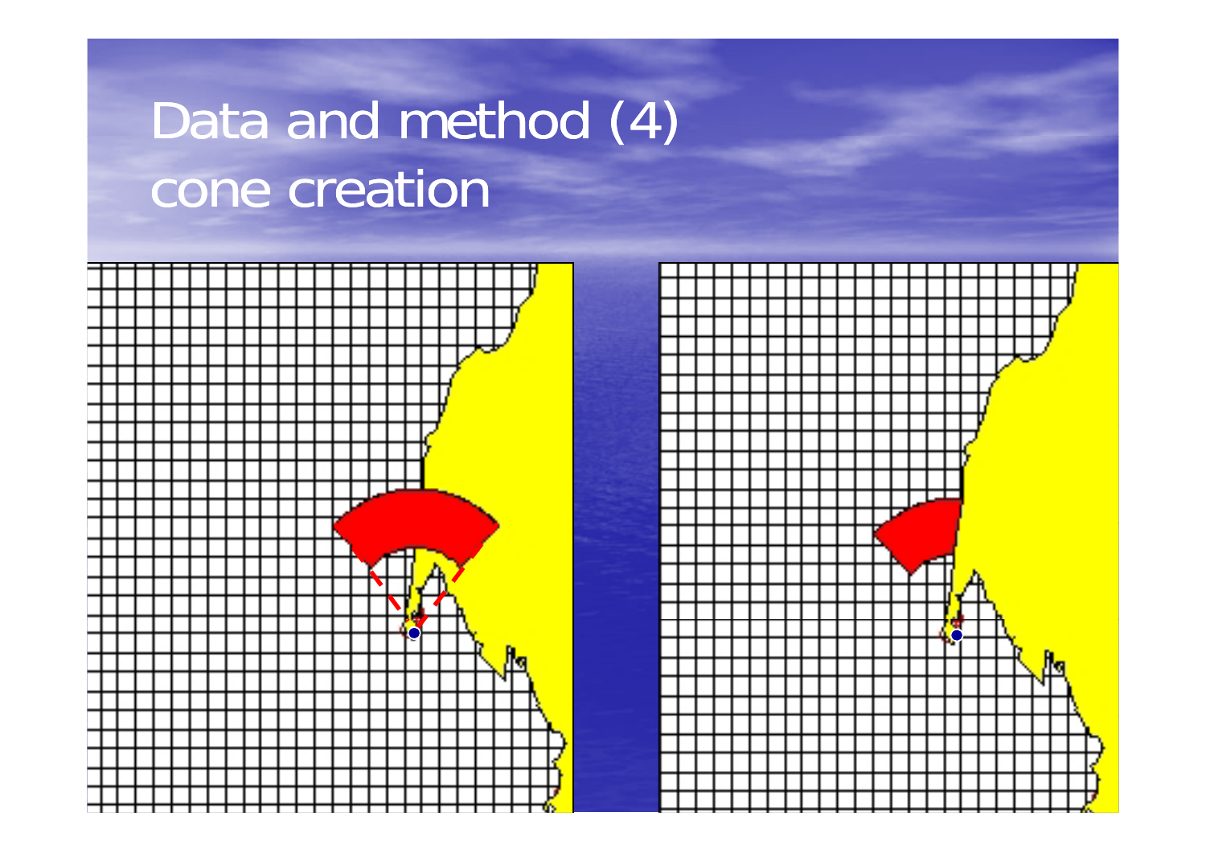# Data and method (4) cone creation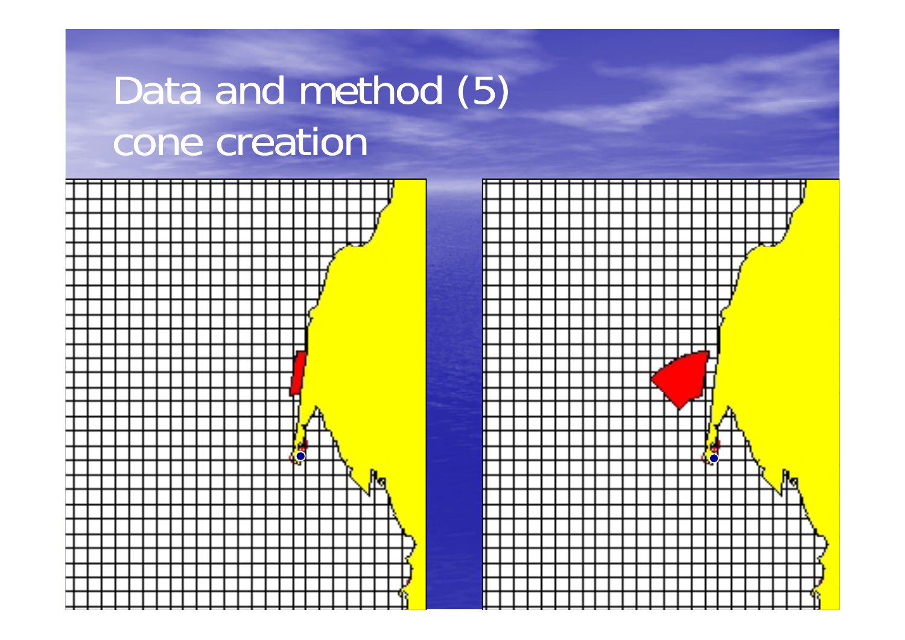# Data and method (5) cone creation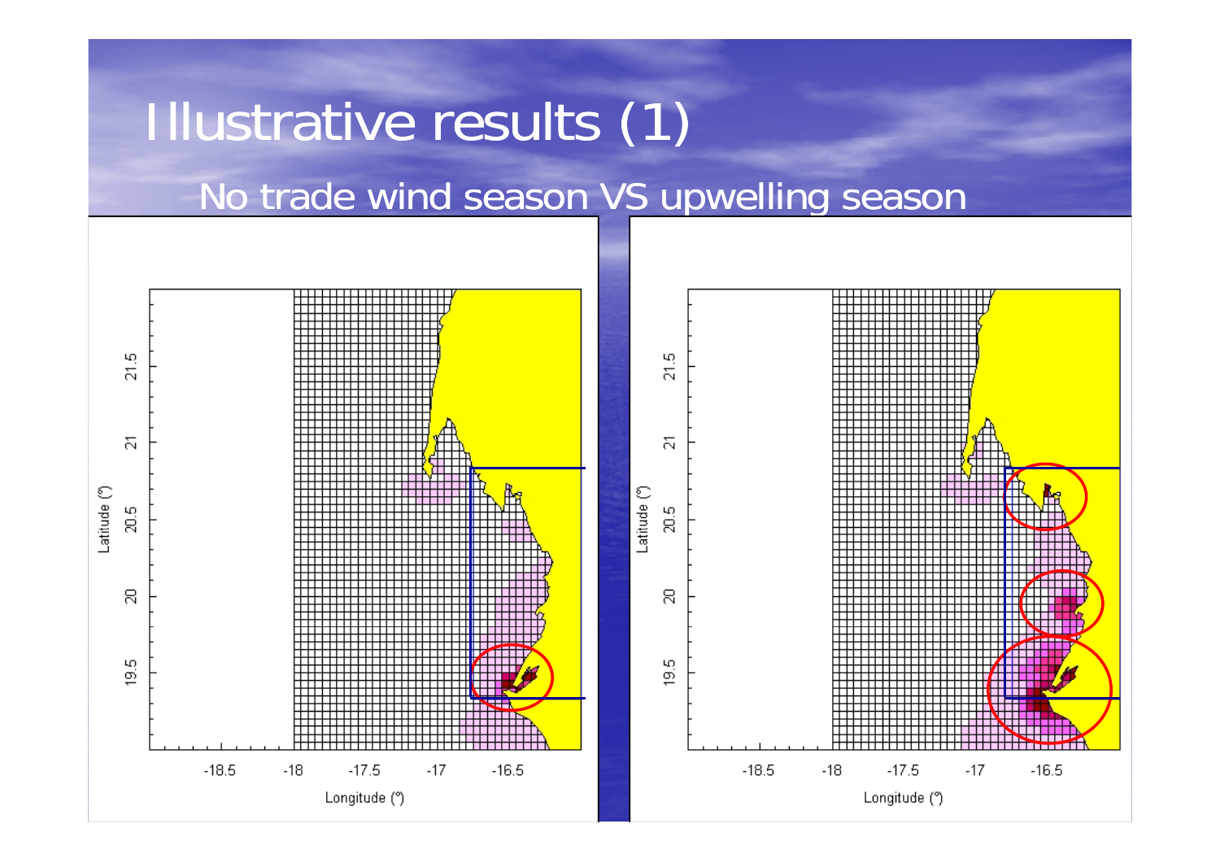# Illustrative results (1)

## No trade wind season VS upwelling season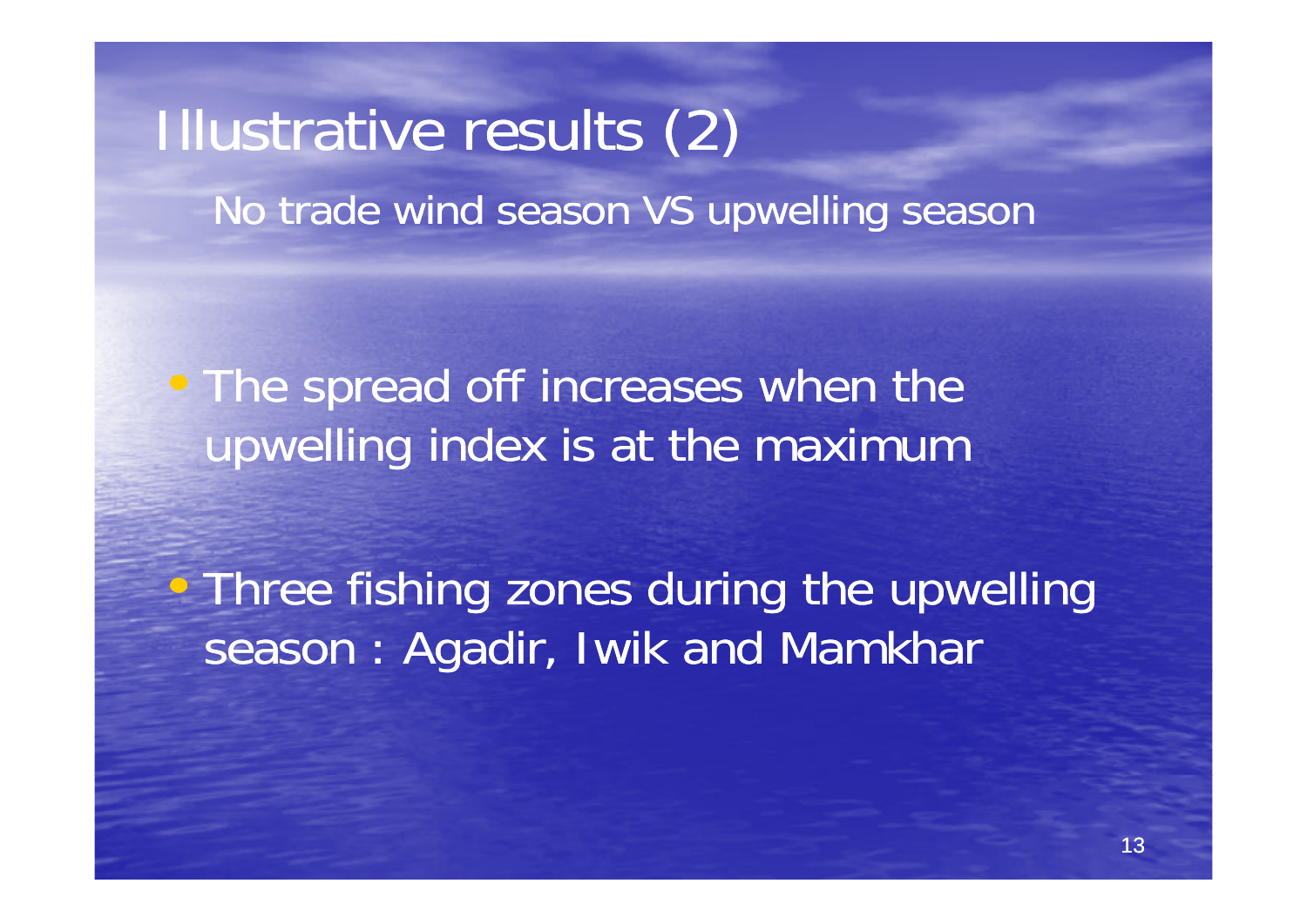# Illustrative results (2)

## No trade wind season VS upwelling season

- The spread off increases when the upwelling index is at the maximum
- Three fishing zones during the upwelling season : Agadir, Iwik and Mamkhar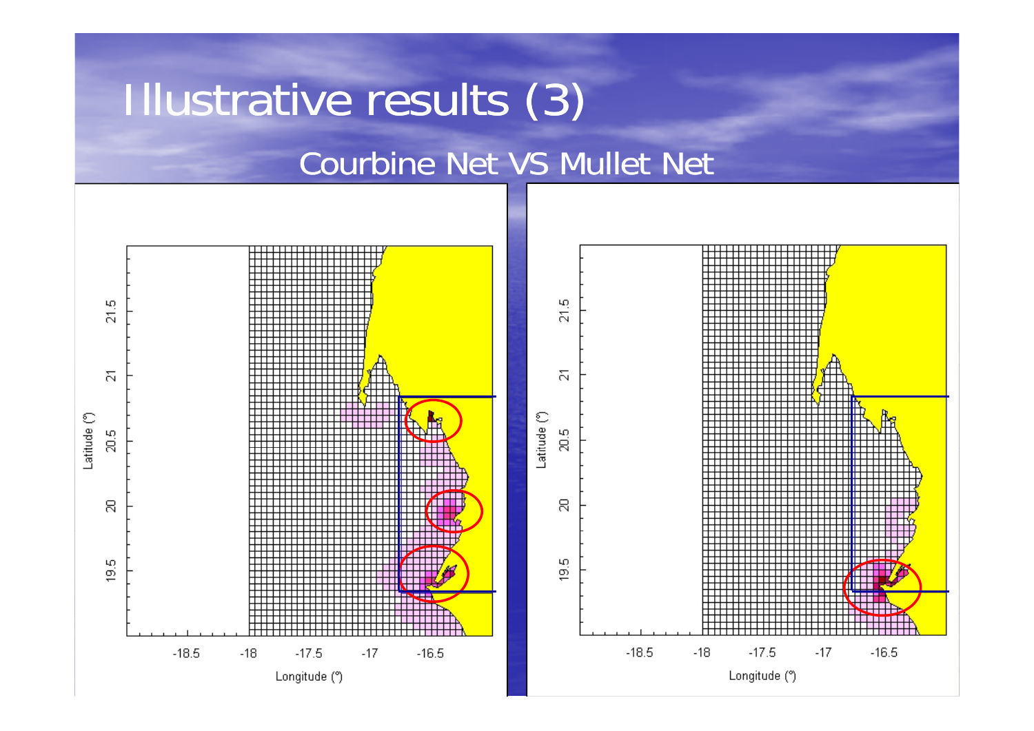# Illustrative results (3)

## Courbine Net VS Mullet Net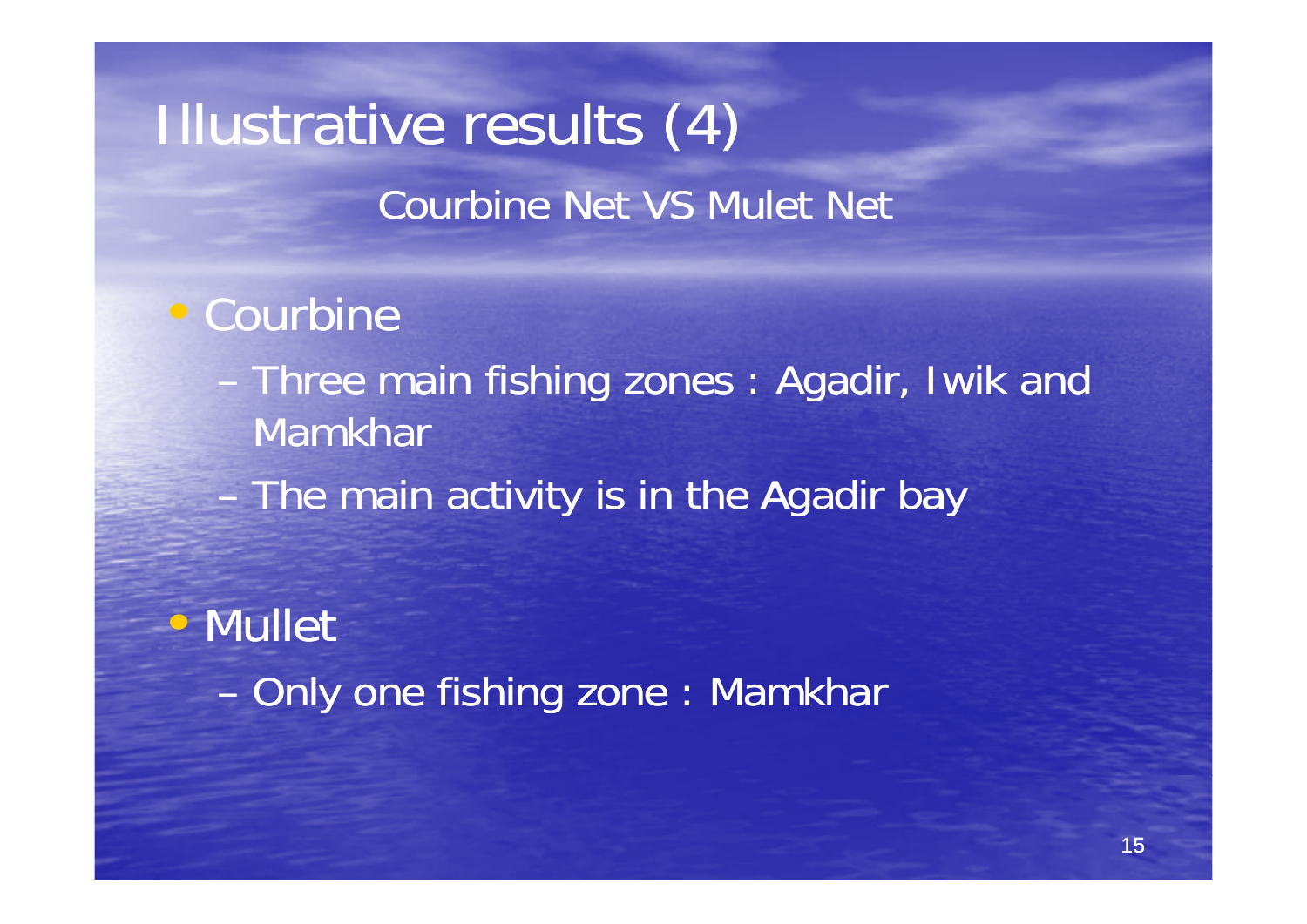# Illustrative results (4)

## Courbine Net VS Mulet Net

- Courbine
  - Three main fishing zones : Agadir, Iwik and Mamkhar
  - The main activity is in the Agadir bay
- Mullet
  - Only one fishing zone : Mamkhar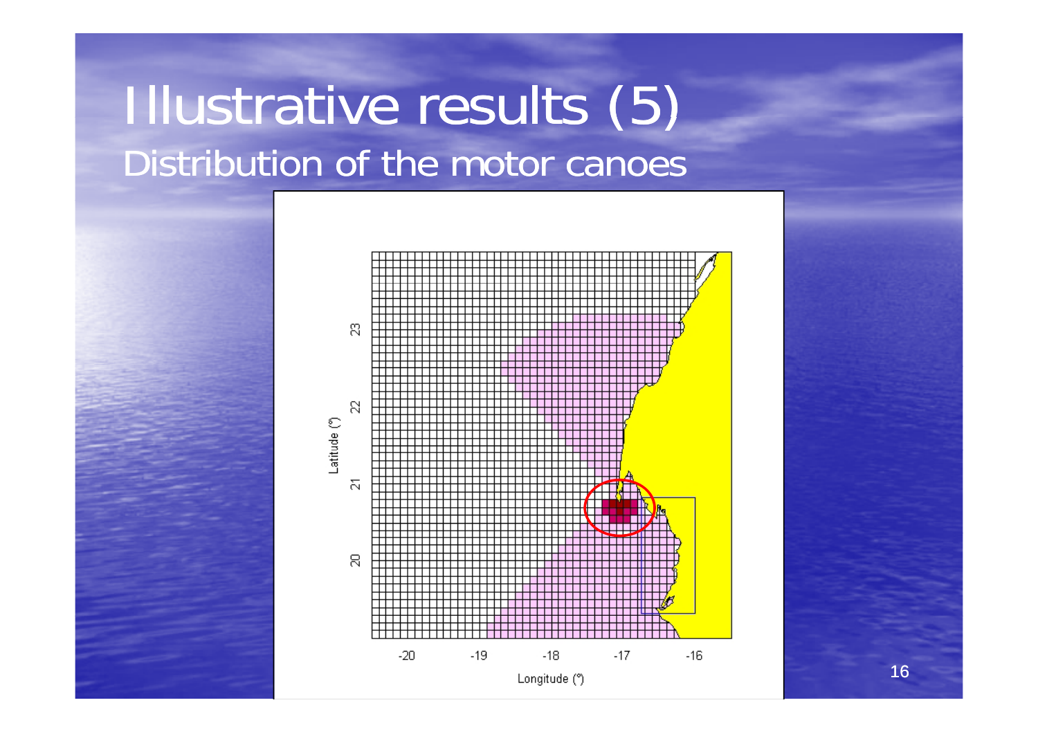# Illustrative results (5)

## Distribution of the motor canoes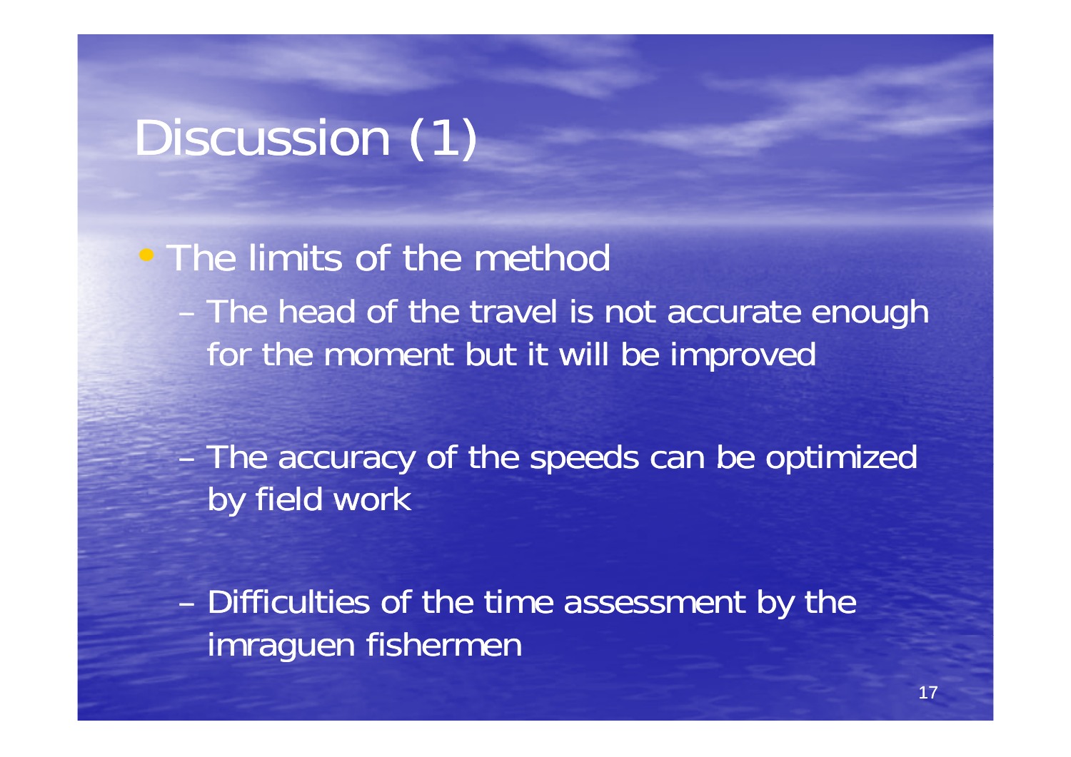# Discussion (1)

- The limits of the method
  - The head of the travel is not accurate enough for the moment but it will be improved
  - The accuracy of the speeds can be optimized by field work
  - Difficulties of the time assessment by the imraguen fishermen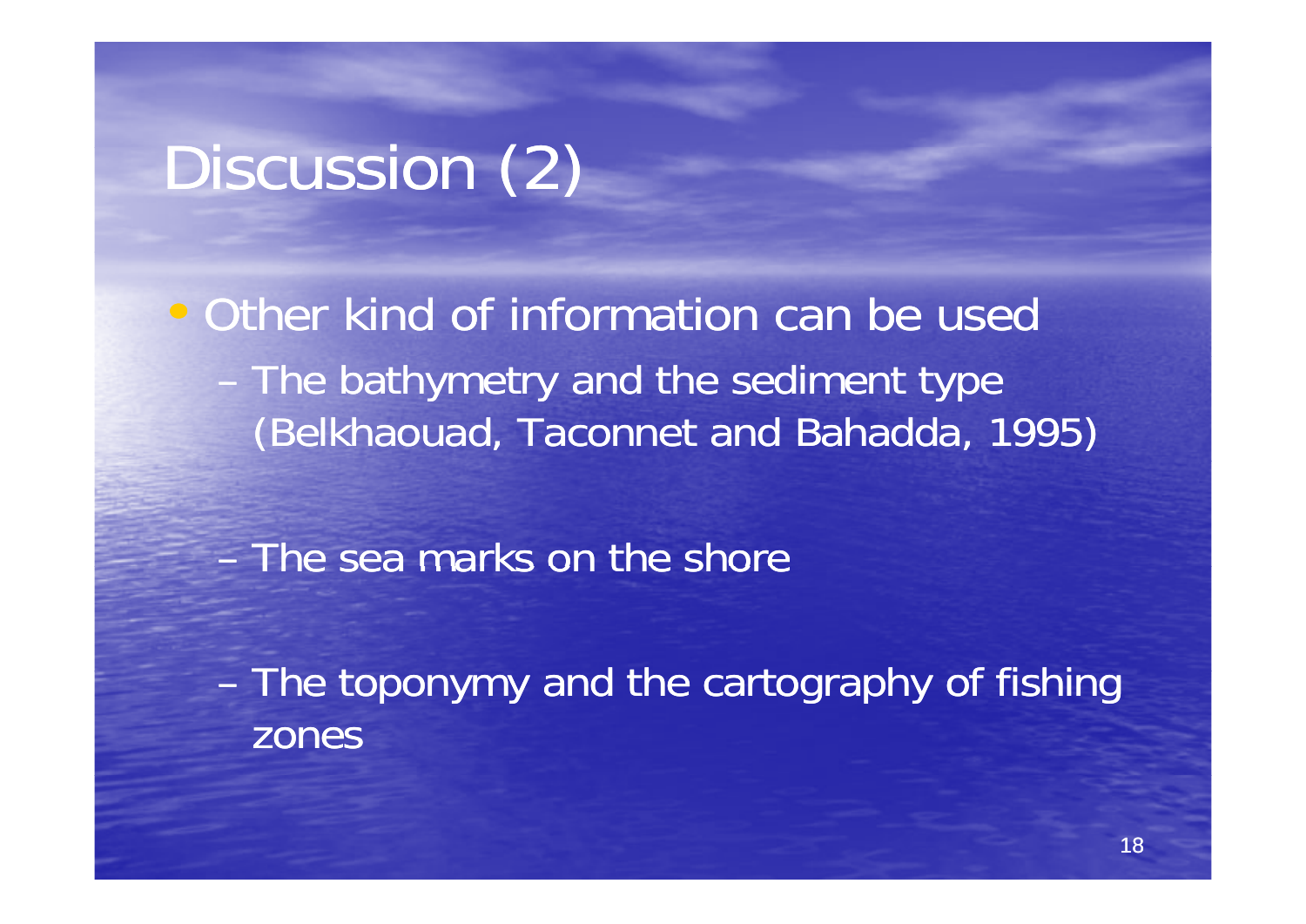# Discussion (2)

- Other kind of information can be used
  - The bathymetry and the sediment type (Belkhaouad, Taconnet and Bahadda, 1995)
  - The sea marks on the shore
  - The toponymy and the cartography of fishing zones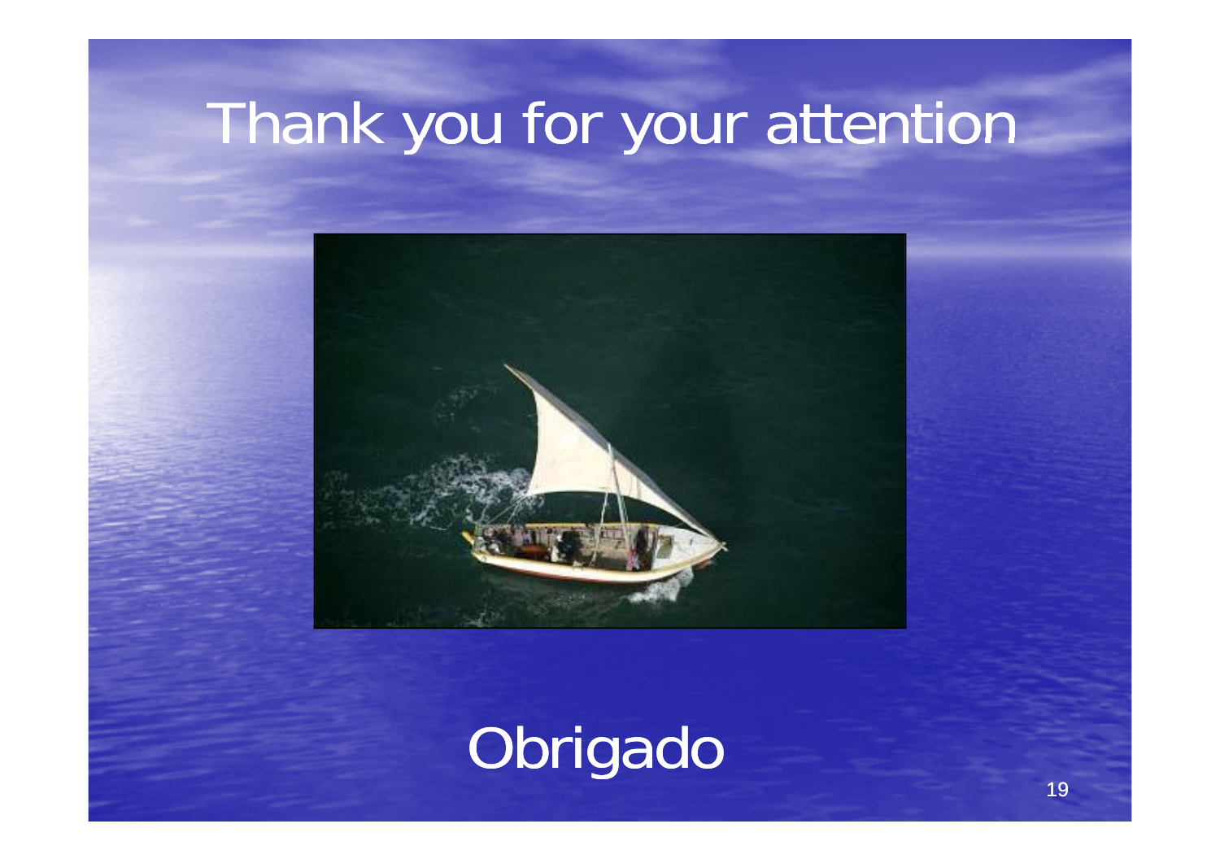# Thank you for your attention

Obrigado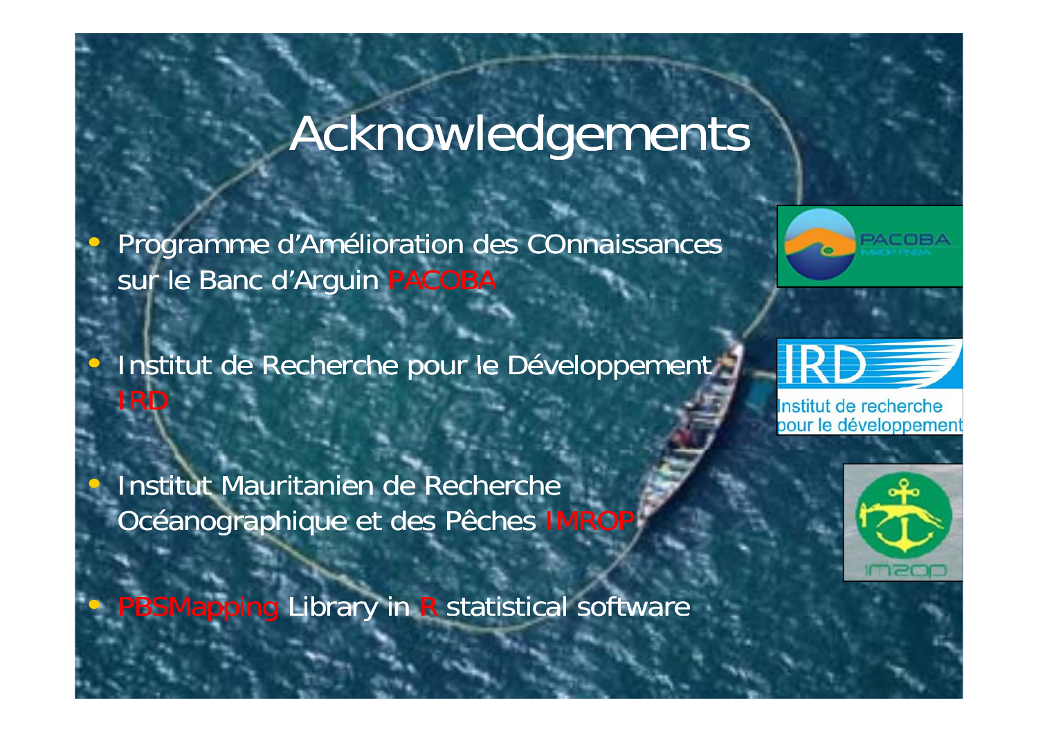# Acknowledgements

- Programme d'Amélioration des COnnaissances sur le Banc d'Arguin PACOBA
- Institut de Recherche pour le Développement IRD
- Institut Mauritanien de Recherche Océanographique et des Pêches IMROP
- PBSMapping Library in R statistical software